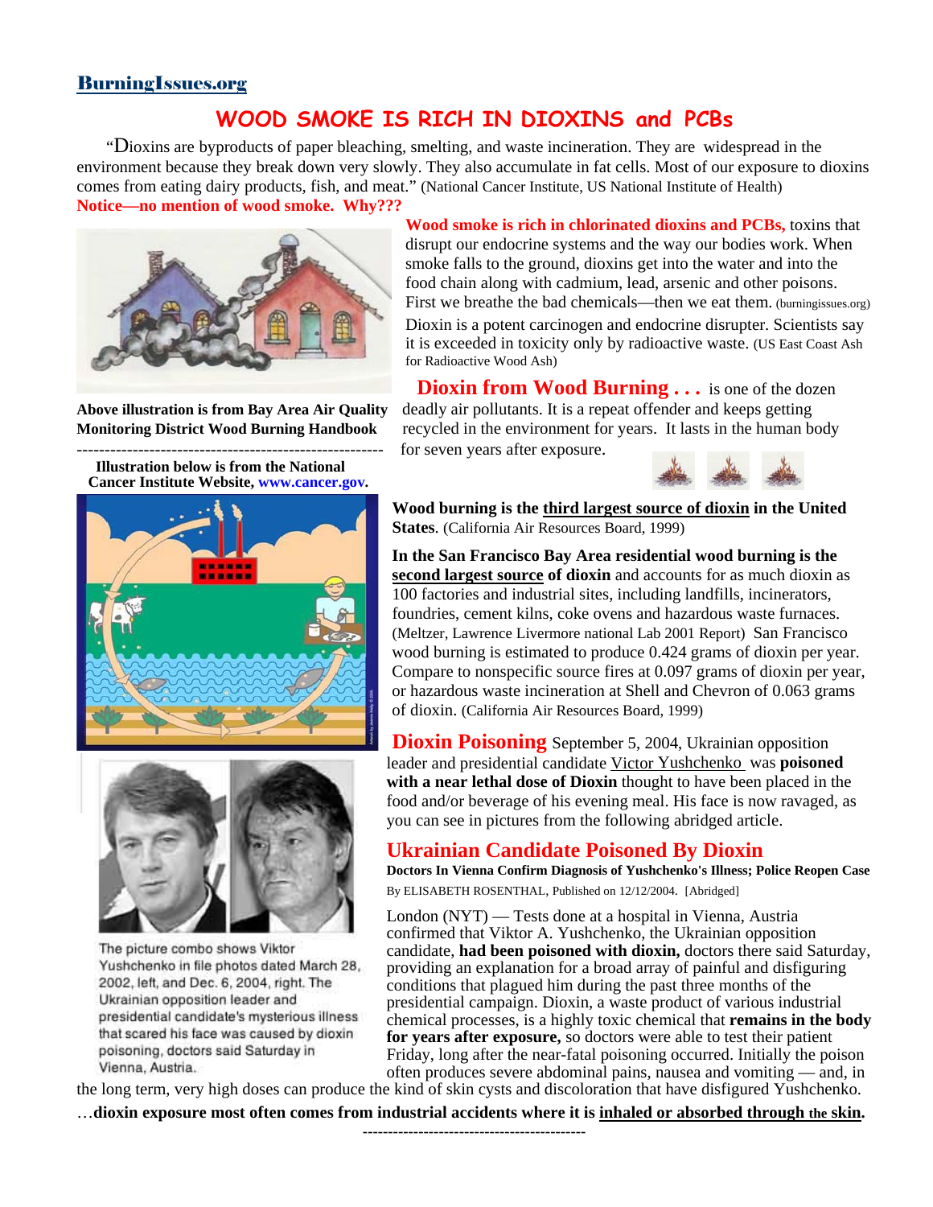BurningIssues.org

# WOOD SMOKE IS RICH IN DIOXINS and PCBs

"Dioxins are byproducts of paper bleaching, smelting, and waste incineration. They are widespread in the environment because they break down very slowly. They also accumulate in fat cells. Most of our exposure to dioxins comes from eating dairy products, fish, and meat." (National Cancer Institute, US National Institute of Health)

**Notice—no mention of wood smoke. Why???**

**Wood smoke is rich in chlorinated dioxins and PCBs,** toxins that disrupt our endocrine systems and the way our bodies work. When smoke falls to the ground, dioxins get into the water and into the food chain along with cadmium, lead, arsenic and other poisons. First we breathe the bad chemicals—then we eat them. (burningissues.org)

Dioxin is a potent carcinogen and endocrine disrupter. Scientists say it is exceeded in toxicity only by radioactive waste. (US East Coast Ash for Radioactive Wood Ash)

**Above illustration is from Bay Area Air Quality Monitoring District Wood Burning Handbook**

**Dioxin from Wood Burning . . .** is one of the dozen deadly air pollutants. It is a repeat offender and keeps getting recycled in the environment for years. It lasts in the human body for seven years after exposure.

**Illustration below is from the National Cancer Institute Website, www.cancer.gov.**

**Wood burning is the third largest source of dioxin in the United States**. (California Air Resources Board, 1999)

**In the San Francisco Bay Area residential wood burning is the second largest source of dioxin** and accounts for as much dioxin as 100 factories and industrial sites, including landfills, incinerators, foundries, cement kilns, coke ovens and hazardous waste furnaces. (Meltzer, Lawrence Livermore national Lab 2001 Report) San Francisco wood burning is estimated to produce 0.424 grams of dioxin per year. Compare to nonspecific source fires at 0.097 grams of dioxin per year, or hazardous waste incineration at Shell and Chevron of 0.063 grams of dioxin. (California Air Resources Board, 1999)

**Dioxin Poisoning** September 5, 2004, Ukrainian opposition leader and presidential candidate Victor Yushchenko was **poisoned with a near lethal dose of Dioxin** thought to have been placed in the food and/or beverage of his evening meal. His face is now ravaged, as you can see in pictures from the following abridged article.

The picture combo shows Viktor Yushchenko in file photos dated March 28, 2002, left, and Dec. 6, 2004, right. The Ukrainian opposition leader and presidential candidate's mysterious illness that scared his face was caused by dioxin poisoning, doctors said Saturday in Vienna, Austria.

## Ukrainian Candidate Poisoned By Dioxin

**Doctors In Vienna Confirm Diagnosis of Yushchenko's Illness; Police Reopen Case**

By ELISABETH ROSENTHAL, Published on 12/12/2004. [Abridged]

London (NYT) — Tests done at a hospital in Vienna, Austria confirmed that Viktor A. Yushchenko, the Ukrainian opposition candidate, **had been poisoned with dioxin,** doctors there said Saturday, providing an explanation for a broad array of painful and disfiguring conditions that plagued him during the past three months of the presidential campaign. Dioxin, a waste product of various industrial chemical processes, is a highly toxic chemical that **remains in the body for years after exposure,** so doctors were able to test their patient Friday, long after the near-fatal poisoning occurred. Initially the poison often produces severe abdominal pains, nausea and vomiting — and, in the long term, very high doses can produce the kind of skin cysts and discoloration that have disfigured Yushchenko.

…**dioxin exposure most often comes from industrial accidents where it is inhaled or absorbed through the skin.**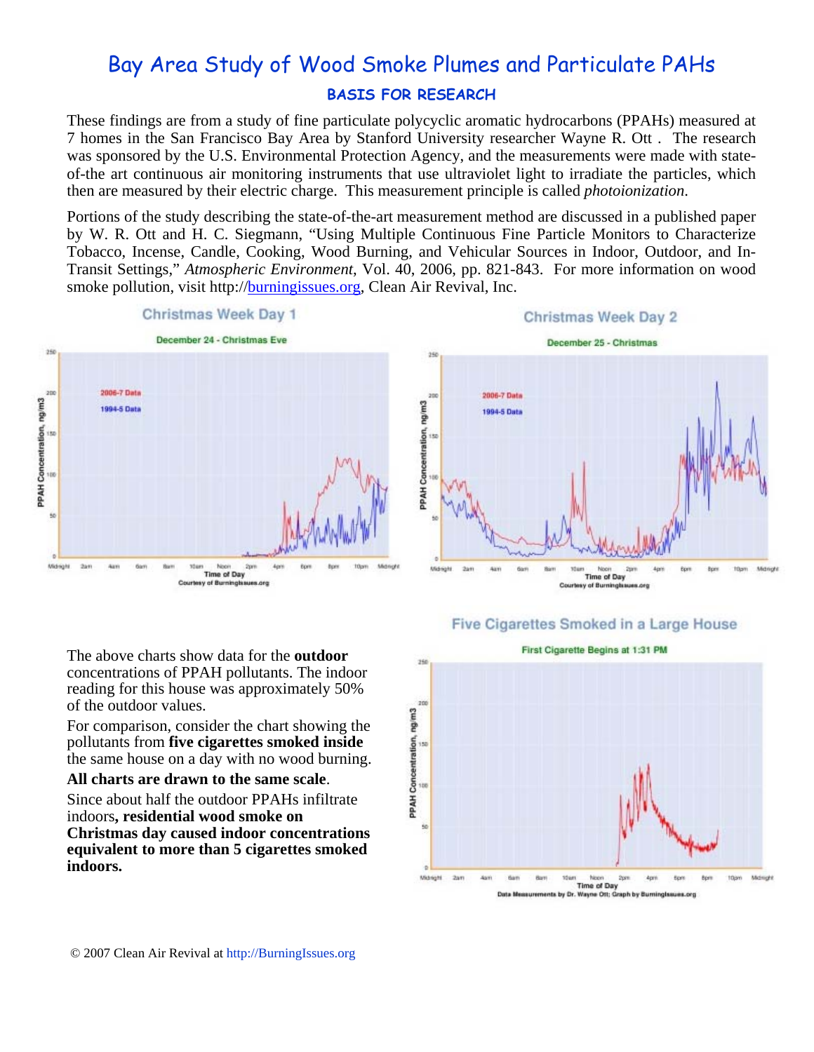# Bay Area Study of Wood Smoke Plumes and Particulate PAHs

## BASIS FOR RESEARCH

These findings are from a study of fine particulate polycyclic aromatic hydrocarbons (PPAHs) measured at 7 homes in the San Francisco Bay Area by Stanford University researcher Wayne R. Ott . The research was sponsored by the U.S. Environmental Protection Agency, and the measurements were made with state-of-the art continuous air monitoring instruments that use ultraviolet light to irradiate the particles, which then are measured by their electric charge. This measurement principle is called *photoionization*.

Portions of the study describing the state-of-the-art measurement method are discussed in a published paper by W. R. Ott and H. C. Siegmann, "Using Multiple Continuous Fine Particle Monitors to Characterize Tobacco, Incense, Candle, Cooking, Wood Burning, and Vehicular Sources in Indoor, Outdoor, and In-Transit Settings," *Atmospheric Environment*, Vol. 40, 2006, pp. 821-843. For more information on wood smoke pollution, visit http://burningissues.org, Clean Air Revival, Inc.

Christmas Week Day 1

December 24 - Christmas Eve

2006-7 Data

1994-5 Data

PPAH Concentration, ng/m3

0 50 100 150 200 250

Midnight 2am 4am 6am 8am 10am Noon 2pm 4pm 6pm 8pm 10pm Midnight

Time of Day

Courtesy of Burningissues.org

Christmas Week Day 2

December 25 - Christmas

2006-7 Data

1994-5 Data

PPAH Concentration, ng/m3

0 50 100 150 200 250

Midnight 2am 4am 6am 8am 10am Noon 2pm 4pm 6pm 8pm 10pm Midnight

Time of Day

Courtesy of Burningissues.org

The above charts show data for the **outdoor** concentrations of PPAH pollutants. The indoor reading for this house was approximately 50% of the outdoor values.

For comparison, consider the chart showing the pollutants from **five cigarettes smoked inside** the same house on a day with no wood burning.

**All charts are drawn to the same scale**.

Since about half the outdoor PPAHs infiltrate indoors**, residential wood smoke on Christmas day caused indoor concentrations equivalent to more than 5 cigarettes smoked indoors.**

Five Cigarettes Smoked in a Large House

First Cigarette Begins at 1:31 PM

PPAH Concentration, ng/m3

0 50 100 150 200 250

Midnight 2am 4am 6am 8am 10am Noon 2pm 4pm 6pm 8pm 10pm Midnight

Time of Day

Data Measurements by Dr. Wayne Ott; Graph by BurningIssues.org

© 2007 Clean Air Revival at http://BurningIssues.org